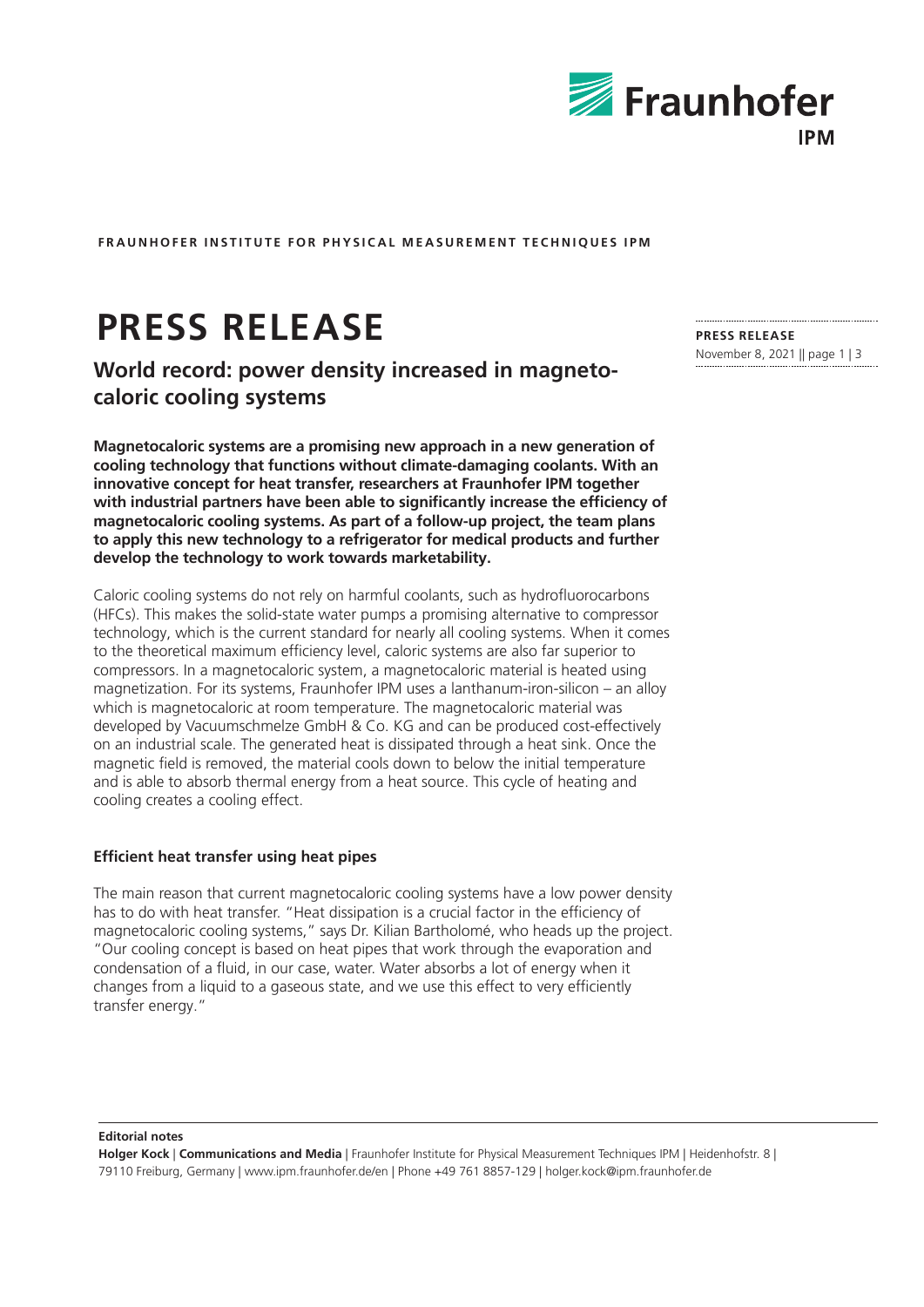**FRAUNHOFER INSTITUTE FOR PHYSICAL MEASUREMENT TECHNIQUES IPM**

# PRESS RELEASE

**PRESS RELEASE**
November 8, 2021

## World record: power density increased in magneto-caloric cooling systems

**Magnetocaloric systems are a promising new approach in a new generation of cooling technology that functions without climate-damaging coolants. With an innovative concept for heat transfer, researchers at Fraunhofer IPM together with industrial partners have been able to significantly increase the efficiency of magnetocaloric cooling systems. As part of a follow-up project, the team plans to apply this new technology to a refrigerator for medical products and further develop the technology to work towards marketability.**

Caloric cooling systems do not rely on harmful coolants, such as hydrofluorocarbons (HFCs). This makes the solid-state water pumps a promising alternative to compressor technology, which is the current standard for nearly all cooling systems. When it comes to the theoretical maximum efficiency level, caloric systems are also far superior to compressors. In a magnetocaloric system, a magnetocaloric material is heated using magnetization. For its systems, Fraunhofer IPM uses a lanthanum-iron-silicon – an alloy which is magnetocaloric at room temperature. The magnetocaloric material was developed by Vacuumschmelze GmbH & Co. KG and can be produced cost-effectively on an industrial scale. The generated heat is dissipated through a heat sink. Once the magnetic field is removed, the material cools down to below the initial temperature and is able to absorb thermal energy from a heat source. This cycle of heating and cooling creates a cooling effect.

### Efficient heat transfer using heat pipes

The main reason that current magnetocaloric cooling systems have a low power density has to do with heat transfer. "Heat dissipation is a crucial factor in the efficiency of magnetocaloric cooling systems," says Dr. Kilian Bartholomé, who heads up the project. "Our cooling concept is based on heat pipes that work through the evaporation and condensation of a fluid, in our case, water. Water absorbs a lot of energy when it changes from a liquid to a gaseous state, and we use this effect to very efficiently transfer energy."

**Editorial notes**

**Holger Kock** | **Communications and Media** | Fraunhofer Institute for Physical Measurement Techniques IPM | Heidenhofstr. 8 | 79110 Freiburg, Germany | www.ipm.fraunhofer.de/en | Phone +49 761 8857-129 | holger.kock@ipm.fraunhofer.de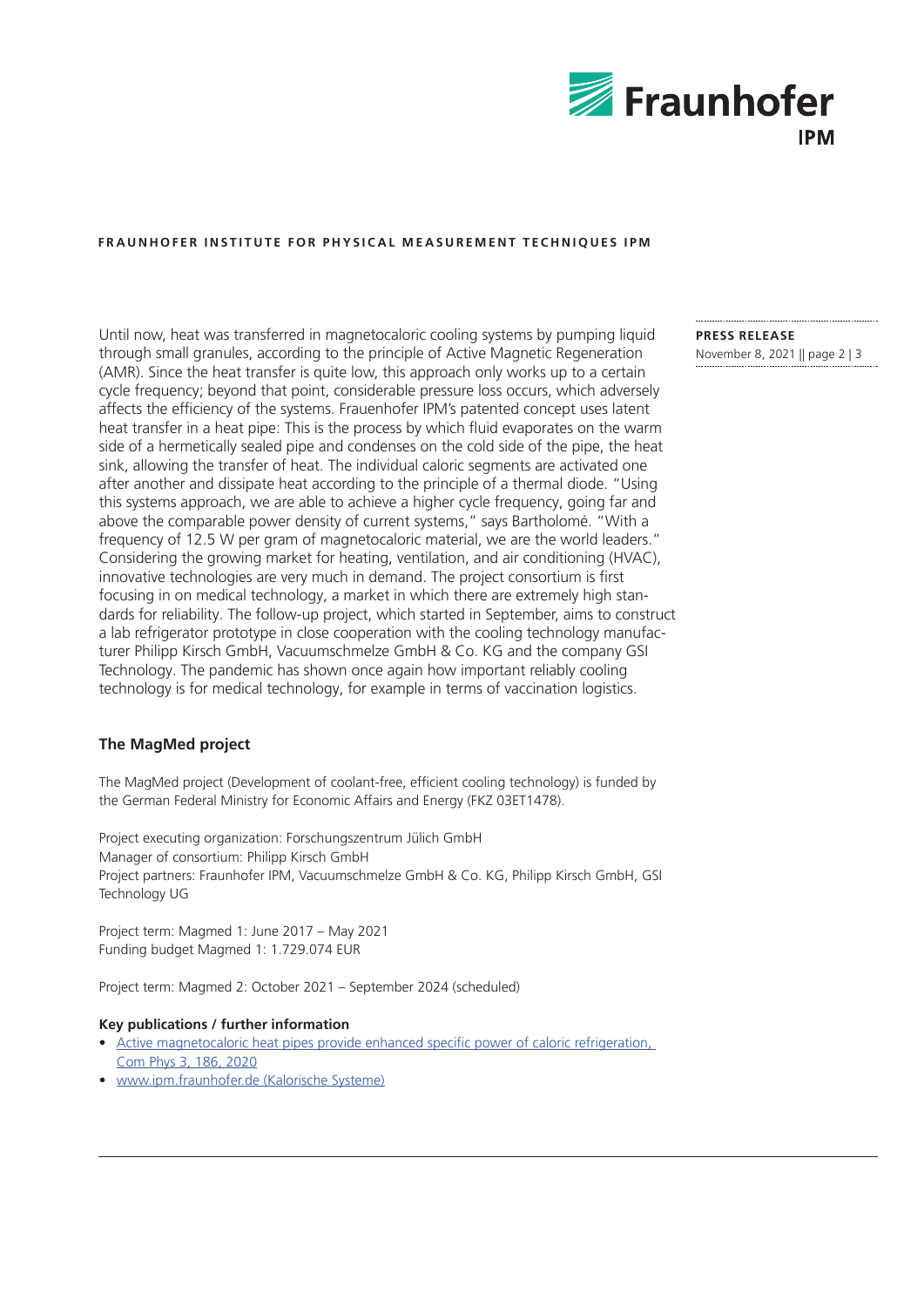Until now, heat was transferred in magnetocaloric cooling systems by pumping liquid through small granules, according to the principle of Active Magnetic Regeneration (AMR). Since the heat transfer is quite low, this approach only works up to a certain cycle frequency; beyond that point, considerable pressure loss occurs, which adversely affects the efficiency of the systems. Frauenhofer IPM's patented concept uses latent heat transfer in a heat pipe: This is the process by which fluid evaporates on the warm side of a hermetically sealed pipe and condenses on the cold side of the pipe, the heat sink, allowing the transfer of heat. The individual caloric segments are activated one after another and dissipate heat according to the principle of a thermal diode. "Using this systems approach, we are able to achieve a higher cycle frequency, going far and above the comparable power density of current systems," says Bartholomé. "With a frequency of 12.5 W per gram of magnetocaloric material, we are the world leaders." Considering the growing market for heating, ventilation, and air conditioning (HVAC), innovative technologies are very much in demand. The project consortium is first focusing in on medical technology, a market in which there are extremely high standards for reliability. The follow-up project, which started in September, aims to construct a lab refrigerator prototype in close cooperation with the cooling technology manufacturer Philipp Kirsch GmbH, Vacuumschmelze GmbH & Co. KG and the company GSI Technology. The pandemic has shown once again how important reliably cooling technology is for medical technology, for example in terms of vaccination logistics.

### The MagMed project

The MagMed project (Development of coolant-free, efficient cooling technology) is funded by the German Federal Ministry for Economic Affairs and Energy (FKZ 03ET1478).

Project executing organization: Forschungszentrum Jülich GmbH
Manager of consortium: Philipp Kirsch GmbH
Project partners: Fraunhofer IPM, Vacuumschmelze GmbH & Co. KG, Philipp Kirsch GmbH, GSI Technology UG

Project term: Magmed 1: June 2017 – May 2021
Funding budget Magmed 1: 1.729.074 EUR

Project term: Magmed 2: October 2021 – September 2024 (scheduled)

**Key publications / further information**

- Active magnetocaloric heat pipes provide enhanced specific power of caloric refrigeration, Com Phys 3, 186, 2020
- www.ipm.fraunhofer.de (Kalorische Systeme)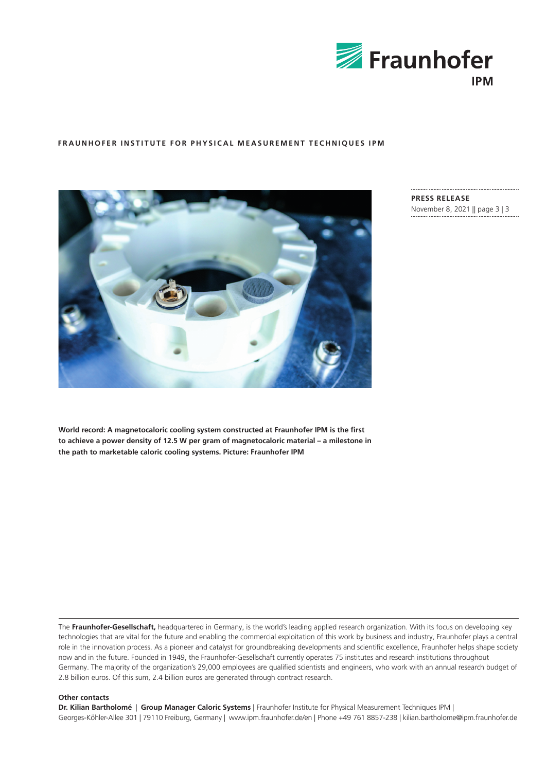World record: A magnetocaloric cooling system constructed at Fraunhofer IPM is the first to achieve a power density of 12.5 W per gram of magnetocaloric material – a milestone in the path to marketable caloric cooling systems. Picture: Fraunhofer IPM**

The **Fraunhofer-Gesellschaft,** headquartered in Germany, is the world's leading applied research organization. With its focus on developing key technologies that are vital for the future and enabling the commercial exploitation of this work by business and industry, Fraunhofer plays a central role in the innovation process. As a pioneer and catalyst for groundbreaking developments and scientific excellence, Fraunhofer helps shape society now and in the future. Founded in 1949, the Fraunhofer-Gesellschaft currently operates 75 institutes and research institutions throughout Germany. The majority of the organization's 29,000 employees are qualified scientists and engineers, who work with an annual research budget of 2.8 billion euros. Of this sum, 2.4 billion euros are generated through contract research.

**Other contacts**

**Dr. Kilian Bartholomé** | **Group Manager Caloric Systems** | Fraunhofer Institute for Physical Measurement Techniques IPM | Georges-Köhler-Allee 301 | 79110 Freiburg, Germany | www.ipm.fraunhofer.de/en | Phone +49 761 8857-238 | kilian.bartholome@ipm.fraunhofer.de